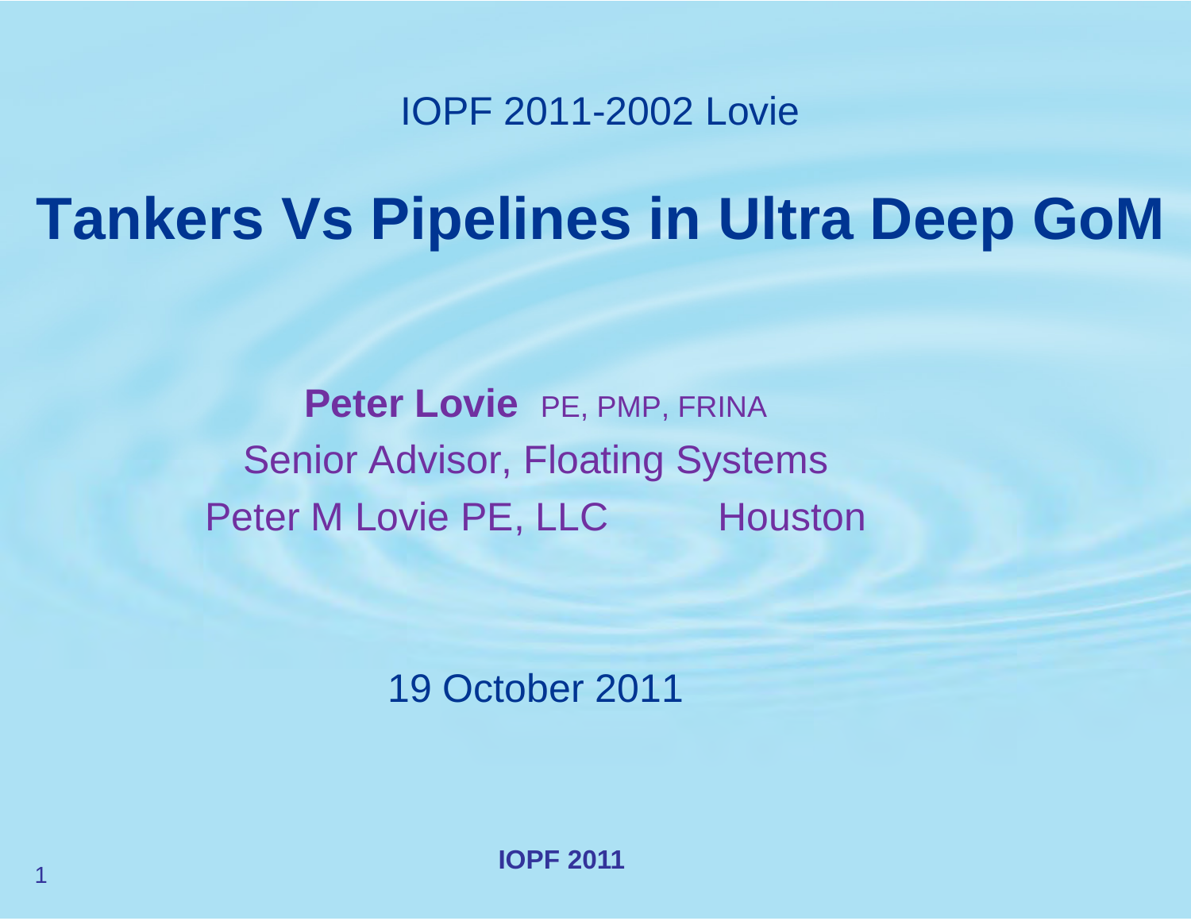IOPF 2011-2002 Lovie

# Tankers Vs Pipelines in Ultra Deep GoM

**Peter Lovie** PE, PMP, FRINA

Senior Advisor, Floating Systems

Peter M Lovie PE, LLC Houston

19 October 2011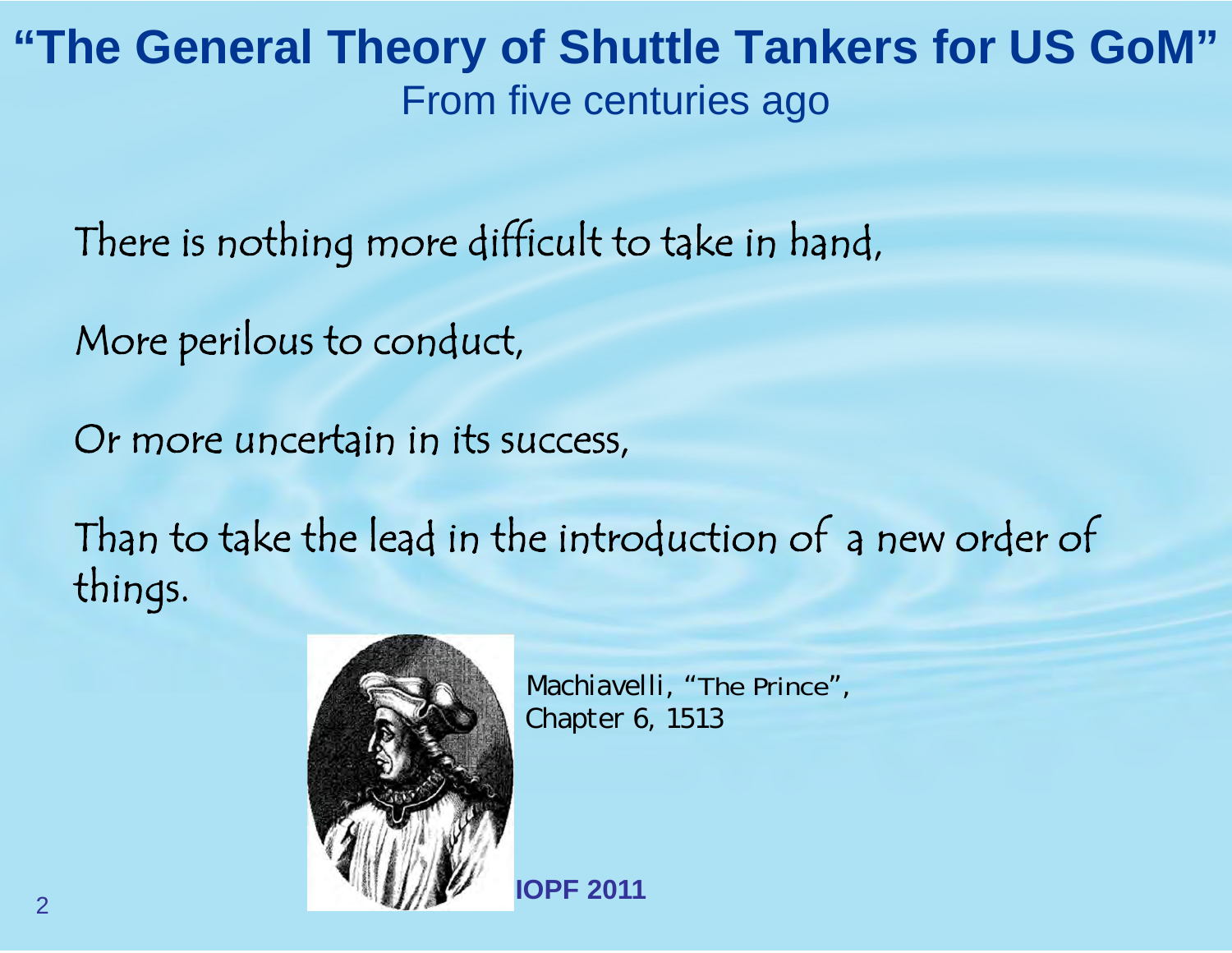# "The General Theory of Shuttle Tankers for US GoM"

From five centuries ago

There is nothing more difficult to take in hand,

More perilous to conduct,

Or more uncertain in its success,

Than to take the lead in the introduction of a new order of things.

Machiavelli, "The Prince", Chapter 6, 1513

**IOPF 2011**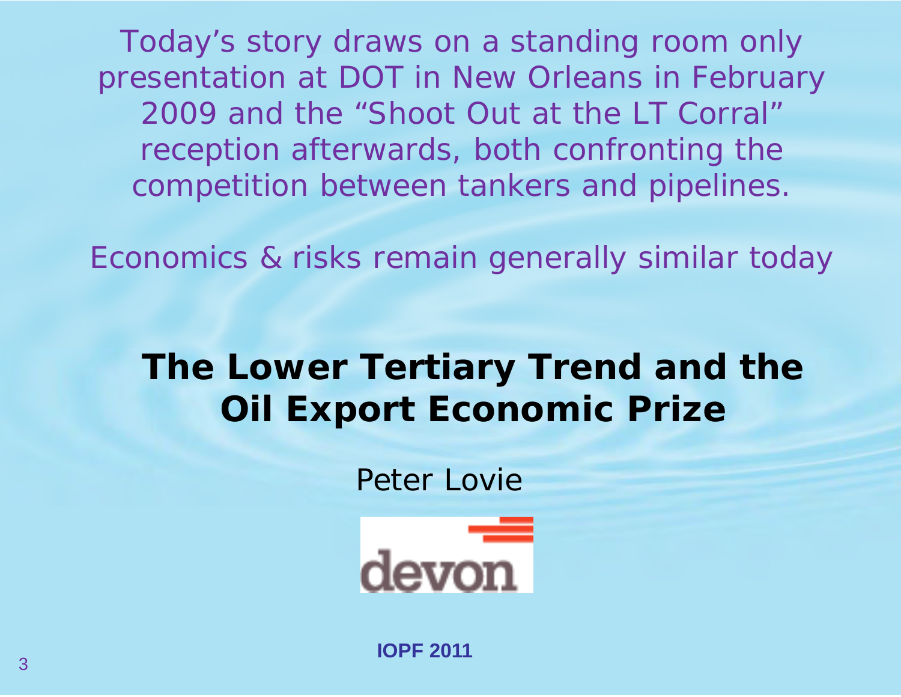Today's story draws on a standing room only presentation at DOT in New Orleans in February 2009 and the "Shoot Out at the LT Corral" reception afterwards, both confronting the competition between tankers and pipelines.

Economics & risks remain generally similar today

# The Lower Tertiary Trend and the Oil Export Economic Prize

Peter Lovie

devon

**IOPF 2011**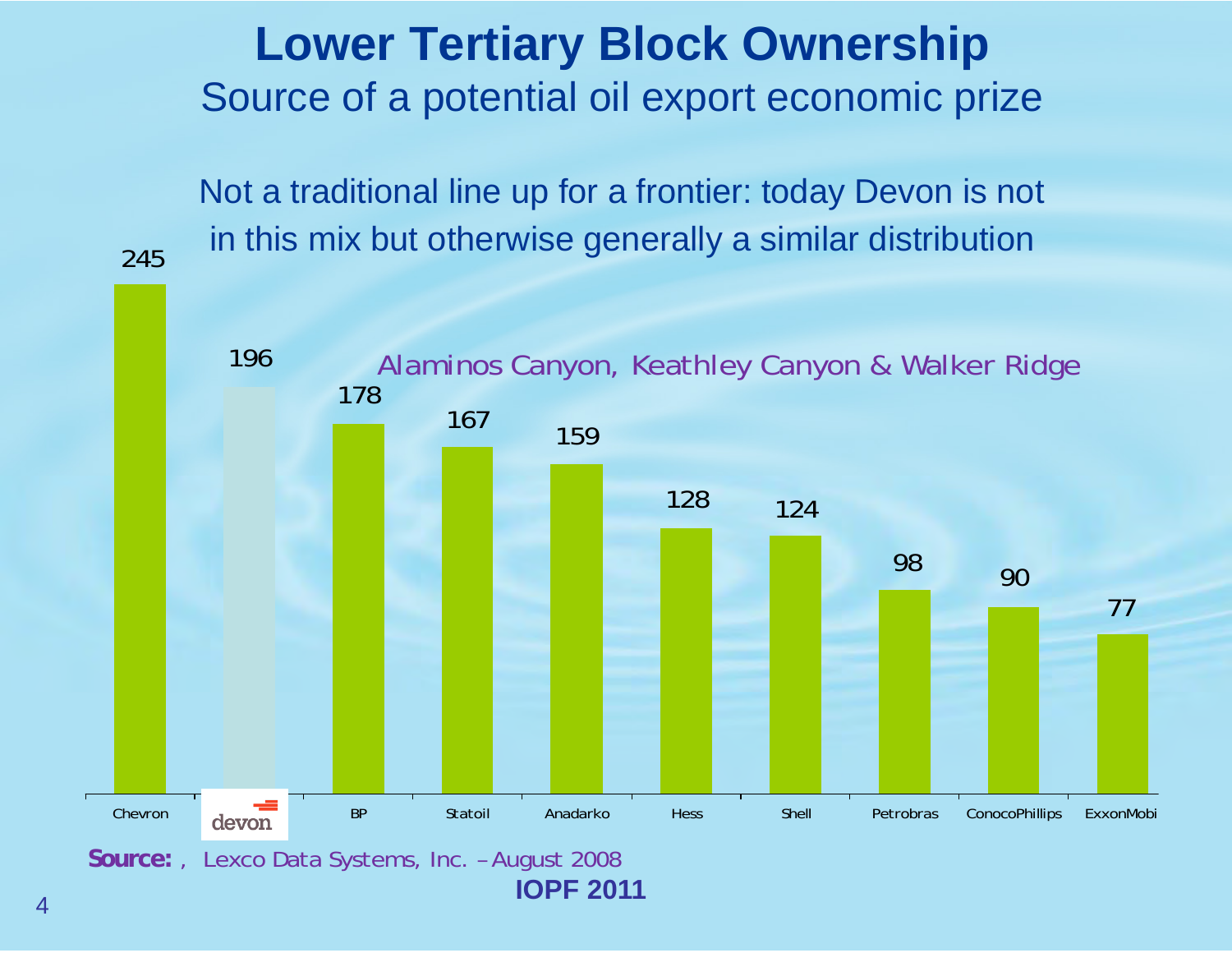# Lower Tertiary Block Ownership

## Source of a potential oil export economic prize

Not a traditional line up for a frontier: today Devon is not in this mix but otherwise generally a similar distribution

Alaminos Canyon, Keathley Canyon & Walker Ridge

| Company | Blocks |
|---|---|
| Chevron | 245 |
| devon | 196 |
| BP | 178 |
| Statoil | 167 |
| Anadarko | 159 |
| Hess | 128 |
| Shell | 124 |
| Petrobras | 98 |
| ConocoPhillips | 90 |
| ExxonMobi | 77 |

**Source:** , Lexco Data Systems, Inc. – August 2008

**IOPF 2011**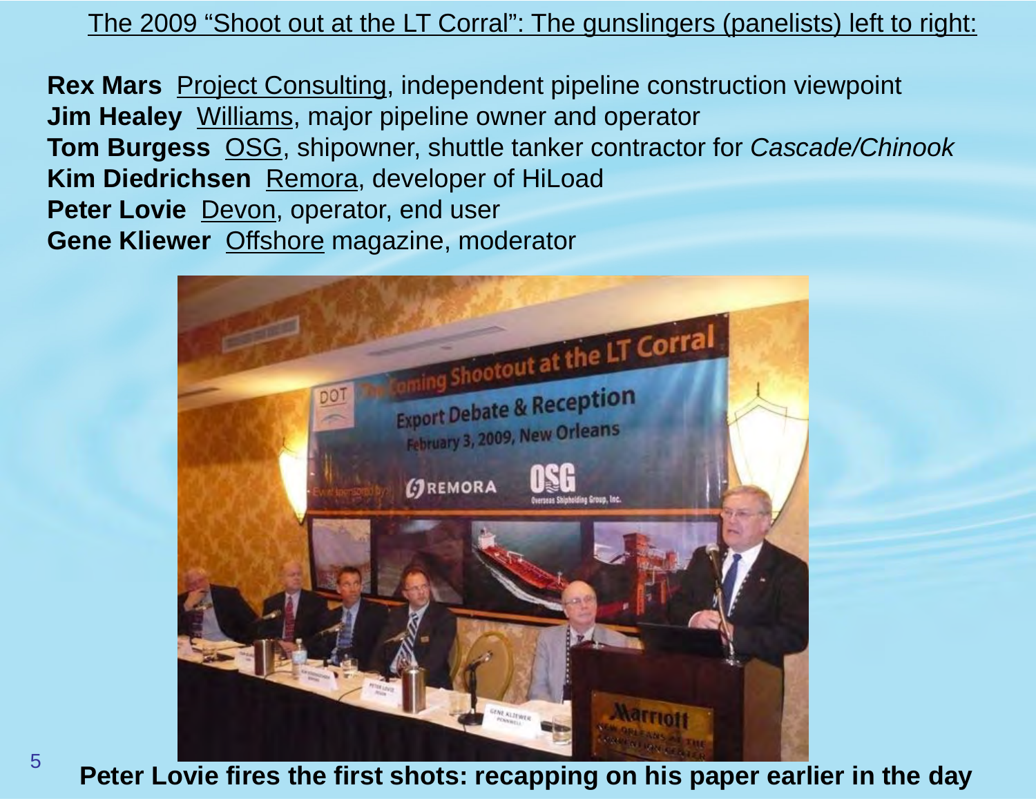The 2009 “Shoot out at the LT Corral”: The gunslingers (panelists) left to right:

**Rex Mars** Project Consulting, independent pipeline construction viewpoint
**Jim Healey** Williams, major pipeline owner and operator
**Tom Burgess** OSG, shipowner, shuttle tanker contractor for *Cascade/Chinook*
**Kim Diedrichsen** Remora, developer of HiLoad
**Peter Lovie** Devon, operator, end user
**Gene Kliewer** Offshore magazine, moderator

**Peter Lovie fires the first shots: recapping on his paper earlier in the day**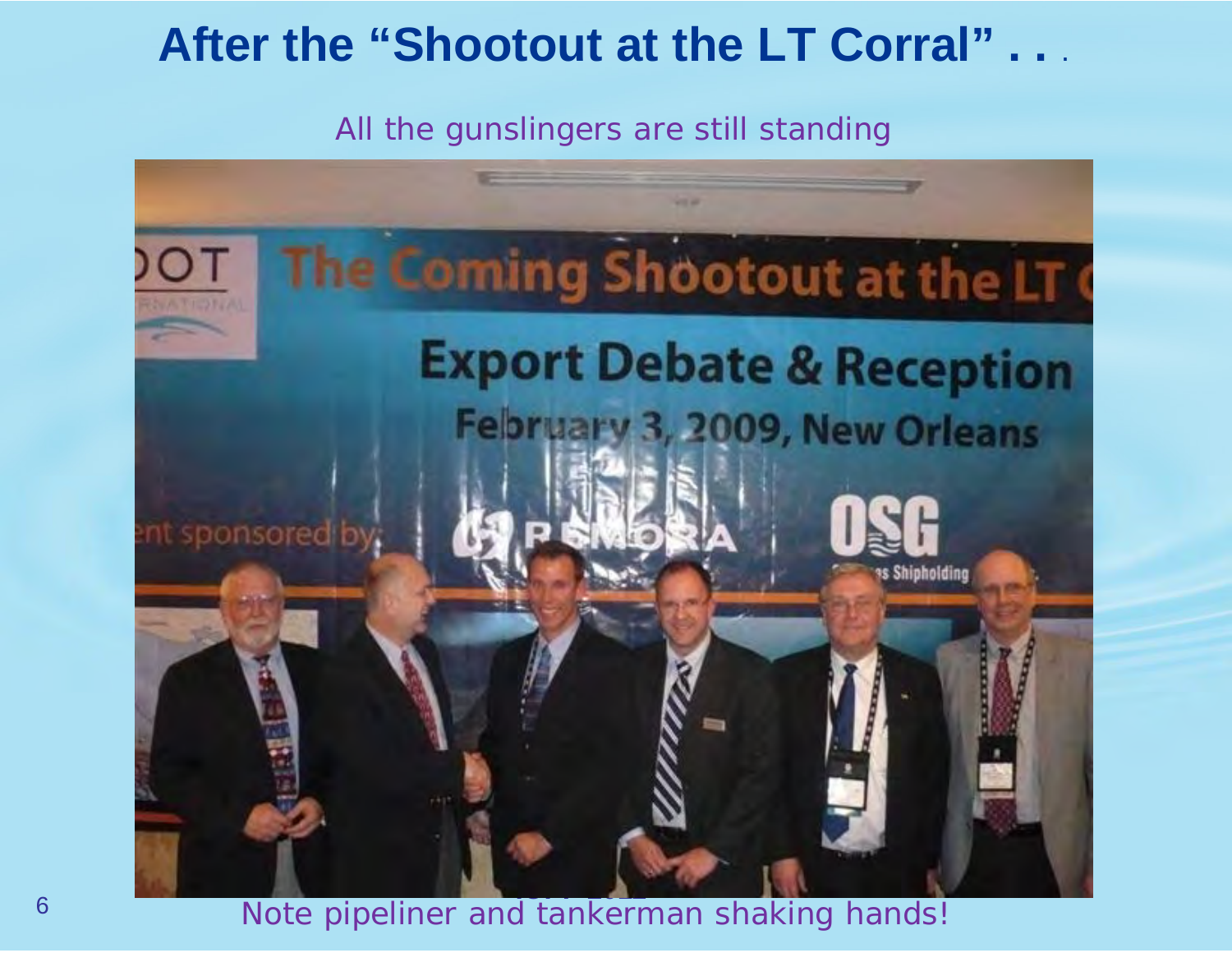# After the "Shootout at the LT Corral" . . .

All the gunslingers are still standing

Note pipeliner and tankerman shaking hands!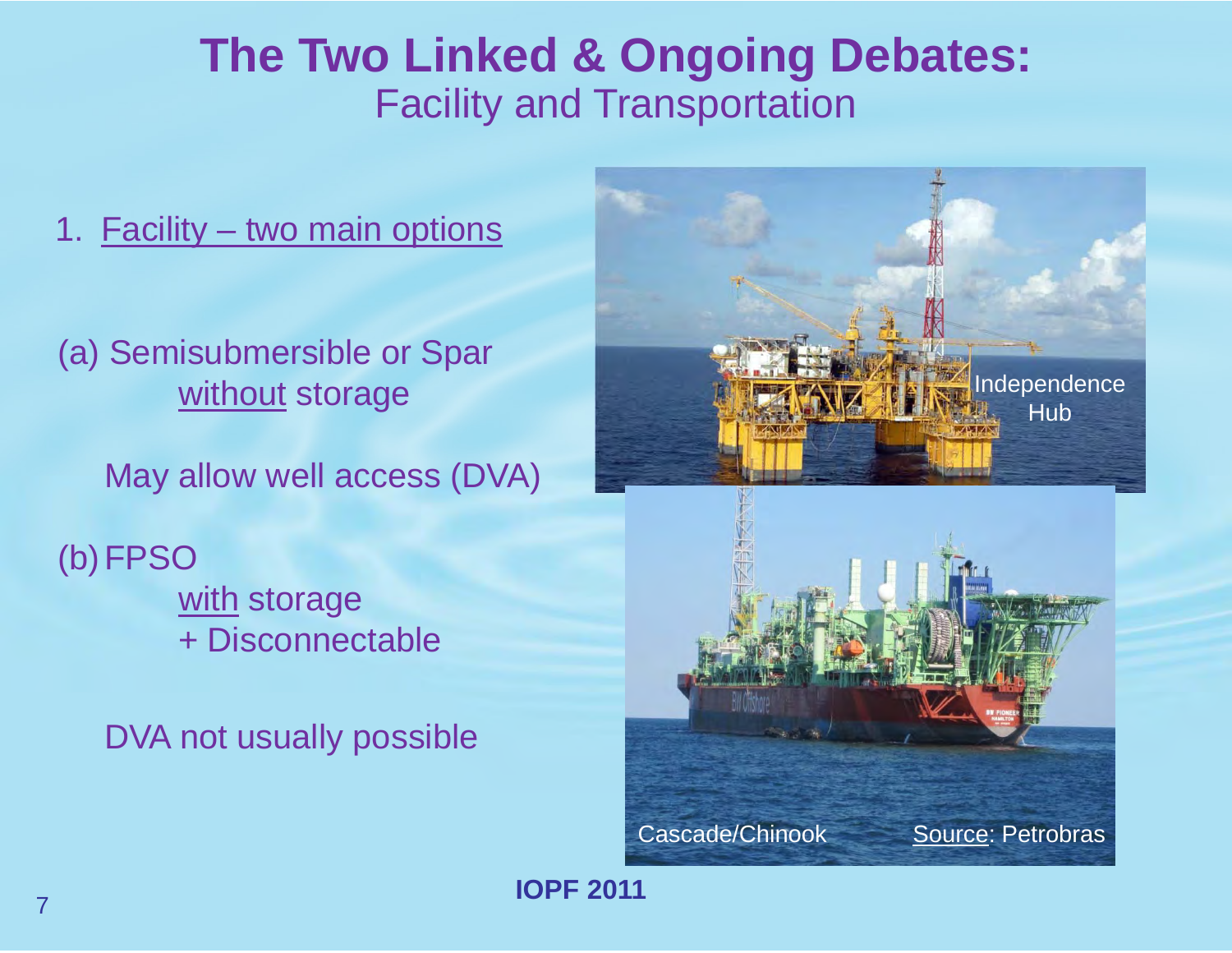# The Two Linked & Ongoing Debates:

## Facility and Transportation

1. Facility – two main options

(a) Semisubmersible or Spar
without storage

May allow well access (DVA)

(b) FPSO
with storage
+ Disconnectable

DVA not usually possible

Independence Hub

Cascade/Chinook

Source: Petrobras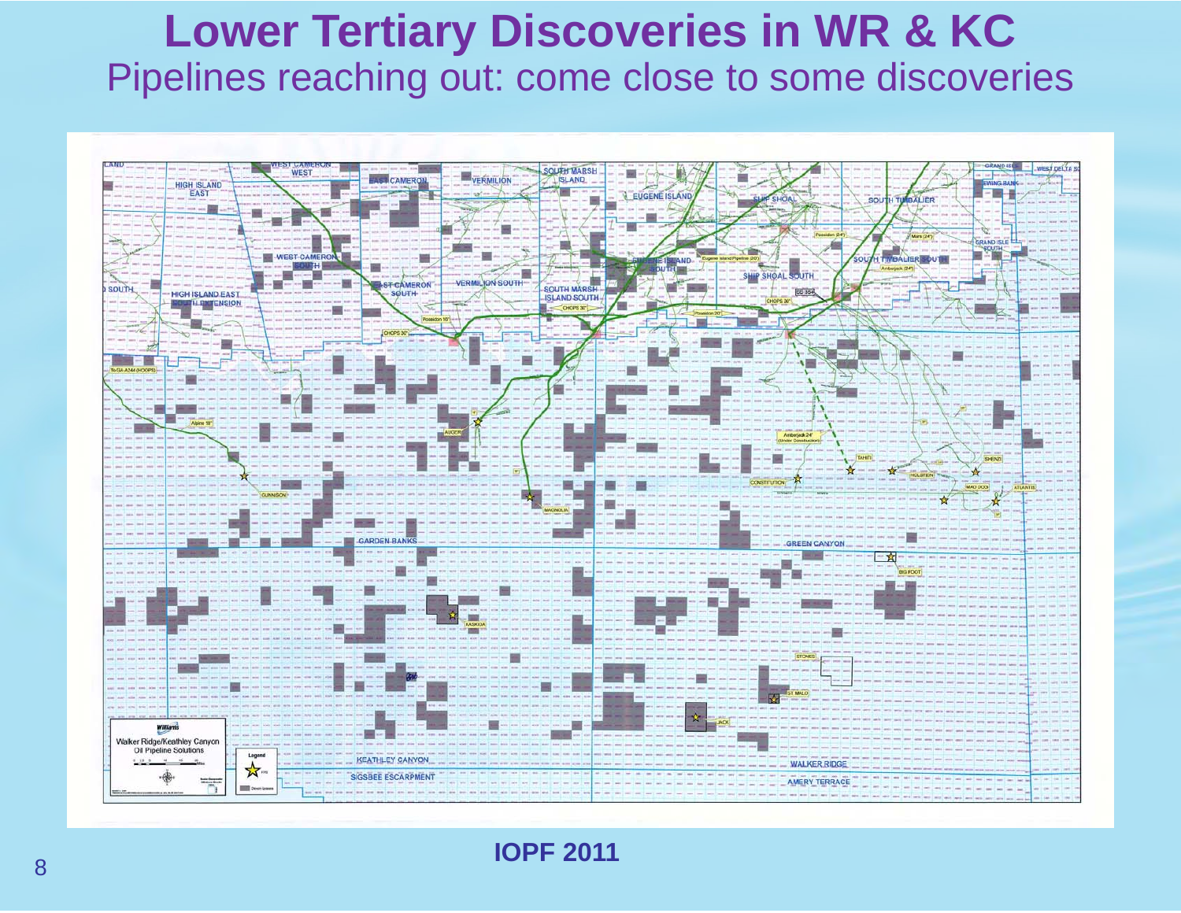# Lower Tertiary Discoveries in WR & KC

## Pipelines reaching out: come close to some discoveries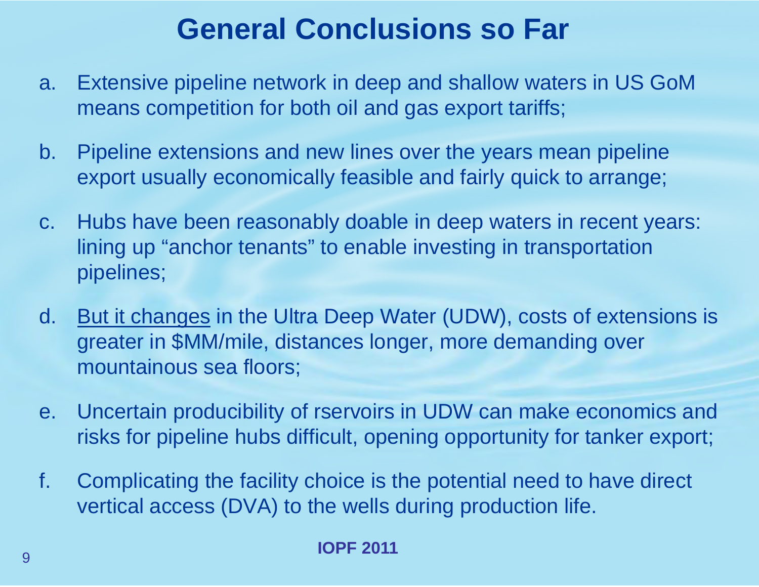# General Conclusions so Far

a. Extensive pipeline network in deep and shallow waters in US GoM means competition for both oil and gas export tariffs;

b. Pipeline extensions and new lines over the years mean pipeline export usually economically feasible and fairly quick to arrange;

c. Hubs have been reasonably doable in deep waters in recent years: lining up "anchor tenants" to enable investing in transportation pipelines;

d. <u>But it changes</u> in the Ultra Deep Water (UDW), costs of extensions is greater in $MM/mile, distances longer, more demanding over mountainous sea floors;

e. Uncertain producibility of rservoirs in UDW can make economics and risks for pipeline hubs difficult, opening opportunity for tanker export;

f. Complicating the facility choice is the potential need to have direct vertical access (DVA) to the wells during production life.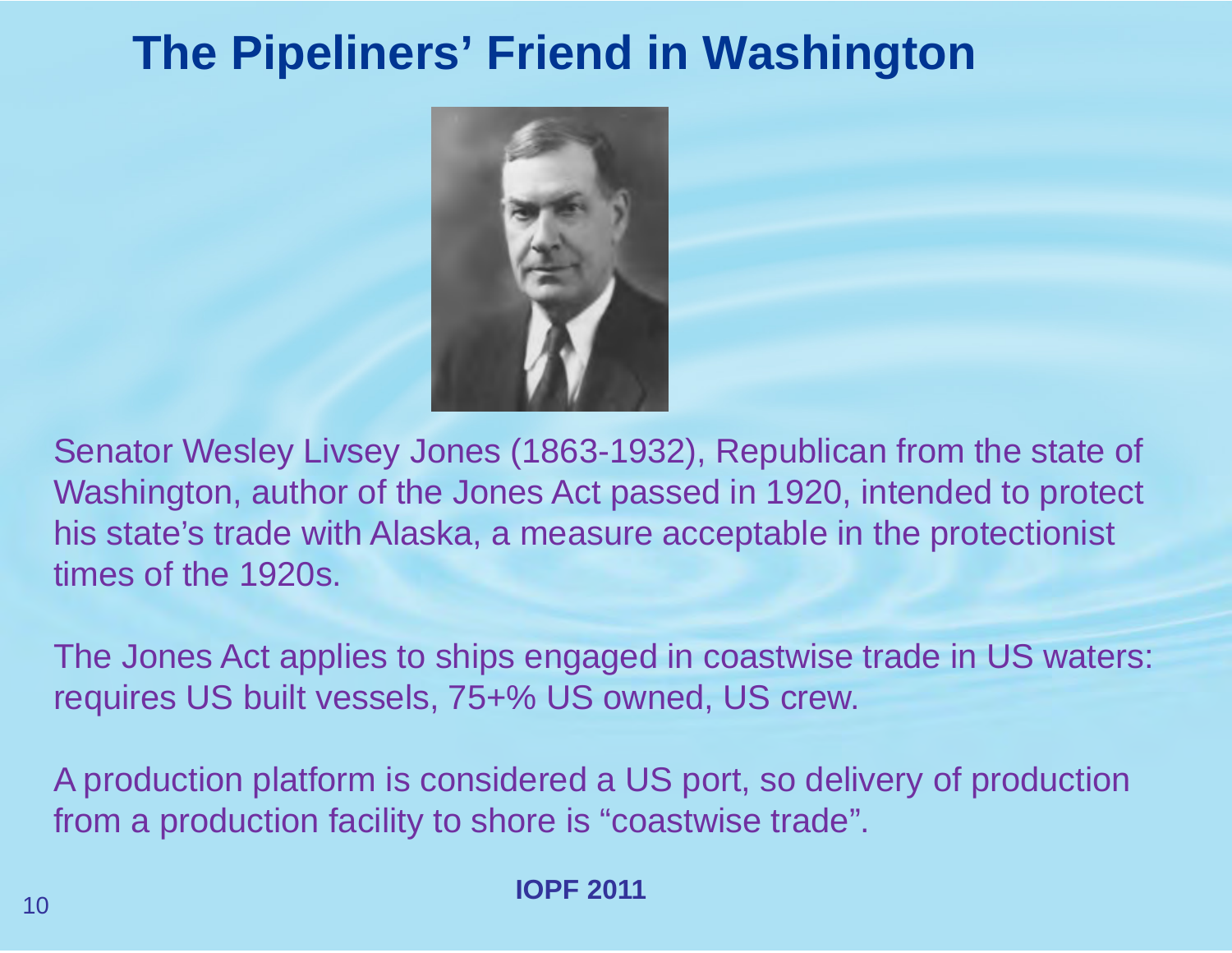# The Pipeliners' Friend in Washington

Senator Wesley Livsey Jones (1863-1932), Republican from the state of Washington, author of the Jones Act passed in 1920, intended to protect his state's trade with Alaska, a measure acceptable in the protectionist times of the 1920s.

The Jones Act applies to ships engaged in coastwise trade in US waters: requires US built vessels, 75+% US owned, US crew.

A production platform is considered a US port, so delivery of production from a production facility to shore is "coastwise trade".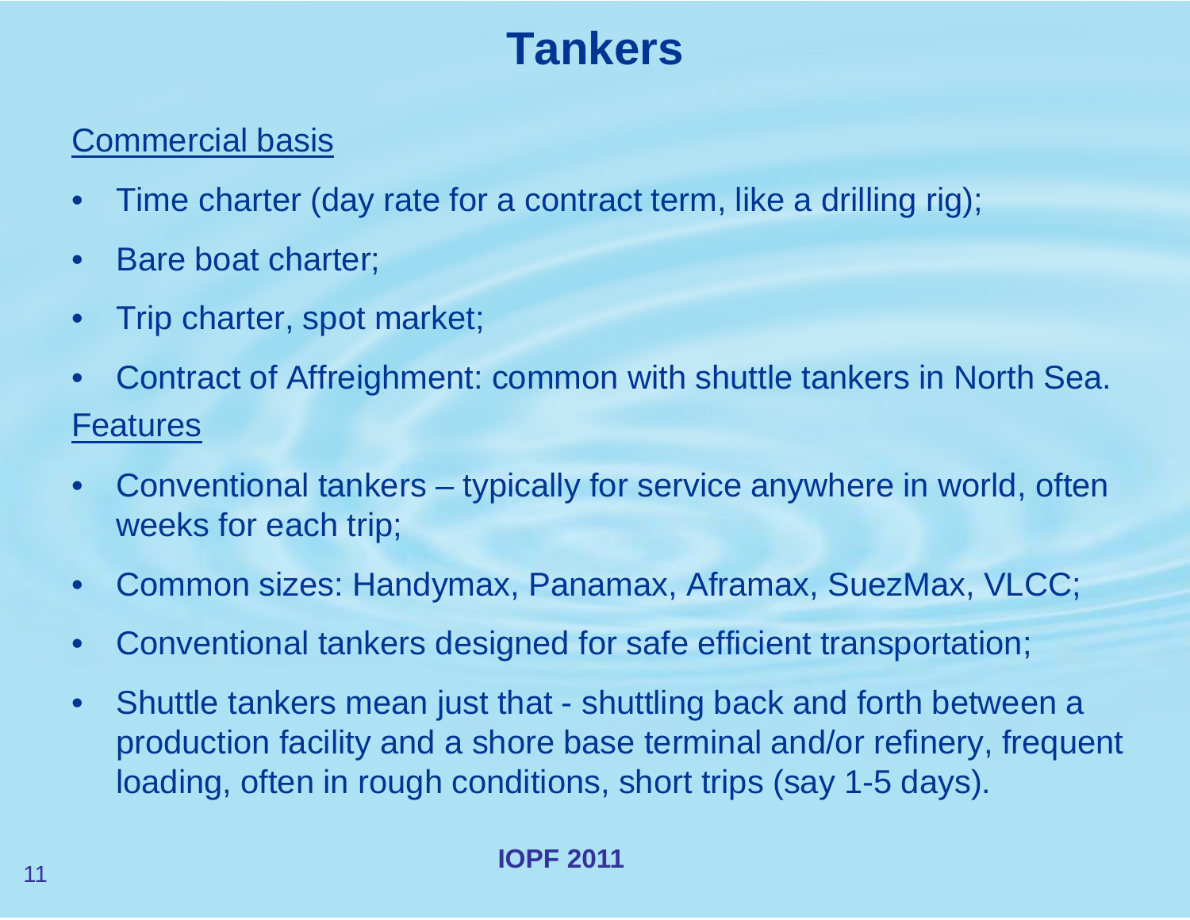# Tankers

<u>Commercial basis</u>

- Time charter (day rate for a contract term, like a drilling rig);
- Bare boat charter;
- Trip charter, spot market;
- Contract of Affreighment: common with shuttle tankers in North Sea.

<u>Features</u>

- Conventional tankers – typically for service anywhere in world, often weeks for each trip;
- Common sizes: Handymax, Panamax, Aframax, SuezMax, VLCC;
- Conventional tankers designed for safe efficient transportation;
- Shuttle tankers mean just that - shuttling back and forth between a production facility and a shore base terminal and/or refinery, frequent loading, often in rough conditions, short trips (say 1-5 days).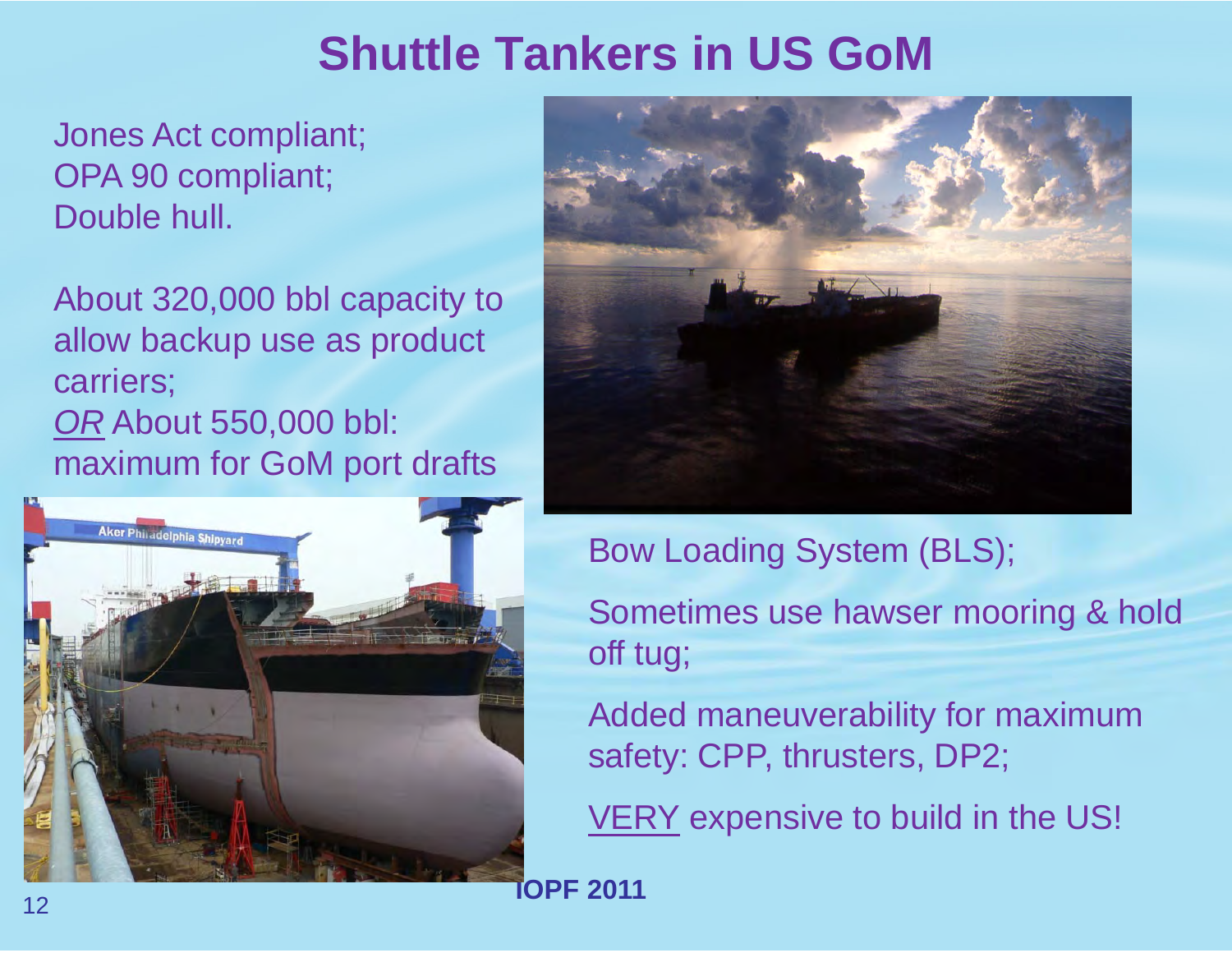# Shuttle Tankers in US GoM

Jones Act compliant;
OPA 90 compliant;
Double hull.

About 320,000 bbl capacity to allow backup use as product carriers;
*OR* About 550,000 bbl: maximum for GoM port drafts

Bow Loading System (BLS);

Sometimes use hawser mooring & hold off tug;

Added maneuverability for maximum safety: CPP, thrusters, DP2;

VERY expensive to build in the US!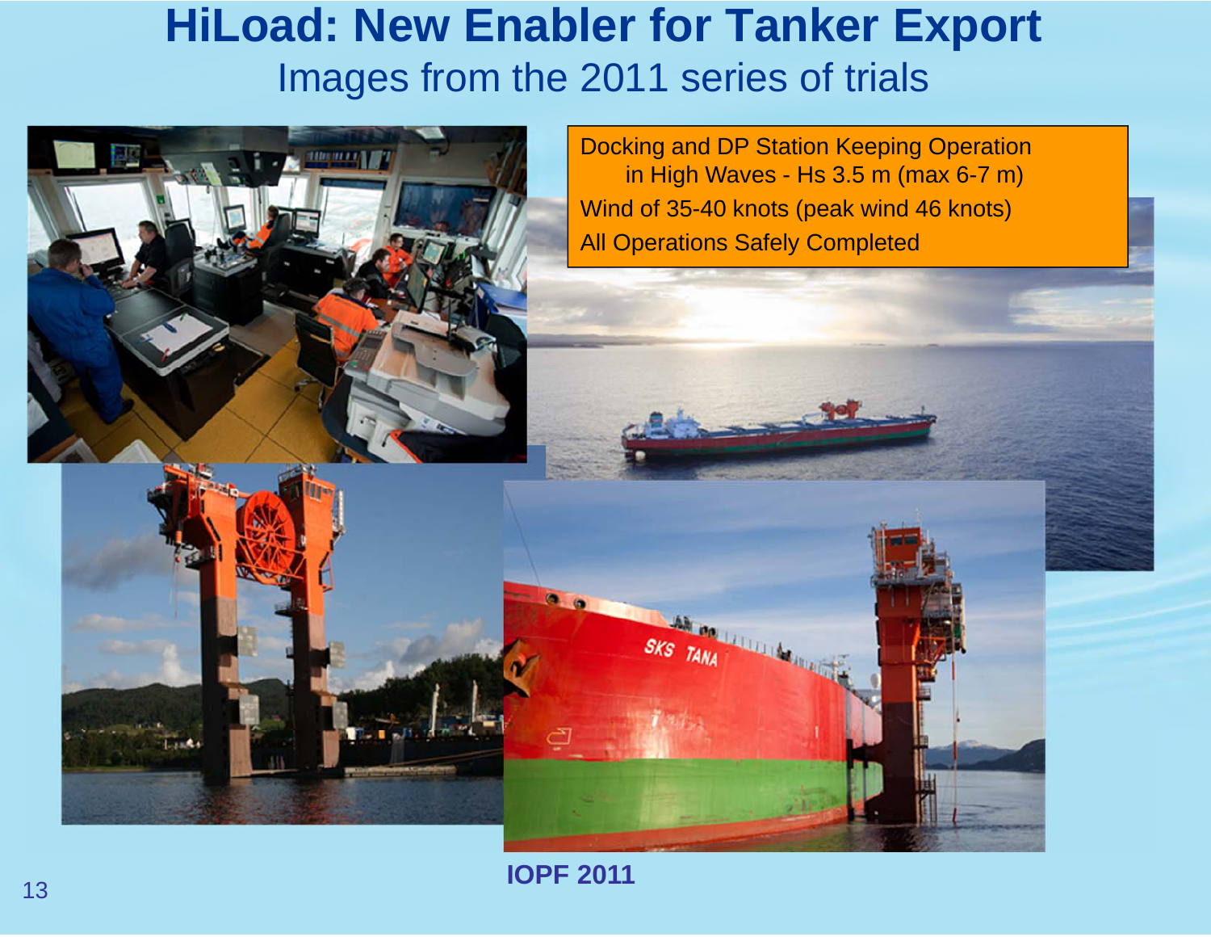# HiLoad: New Enabler for Tanker Export

## Images from the 2011 series of trials

Docking and DP Station Keeping Operation in High Waves - Hs 3.5 m (max 6-7 m)

Wind of 35-40 knots (peak wind 46 knots)

All Operations Safely Completed

**IOPF 2011**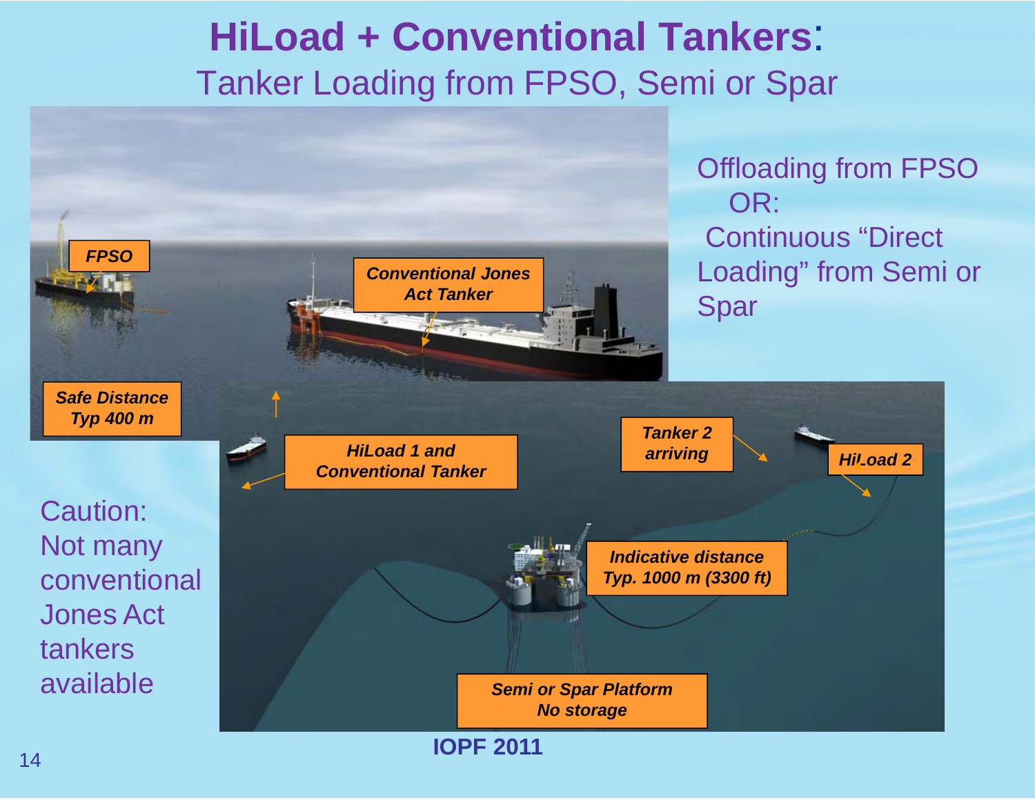# HiLoad + Conventional Tankers:

## Tanker Loading from FPSO, Semi or Spar

FPSO

Conventional Jones Act Tanker

Safe Distance Typ 400 m

HiLoad 1 and Conventional Tanker

Tanker 2 arriving

HiLoad 2

Indicative distance Typ. 1000 m (3300 ft)

Semi or Spar Platform No storage

Offloading from FPSO OR: Continuous "Direct Loading" from Semi or Spar

Caution: Not many conventional Jones Act tankers available

**IOPF 2011**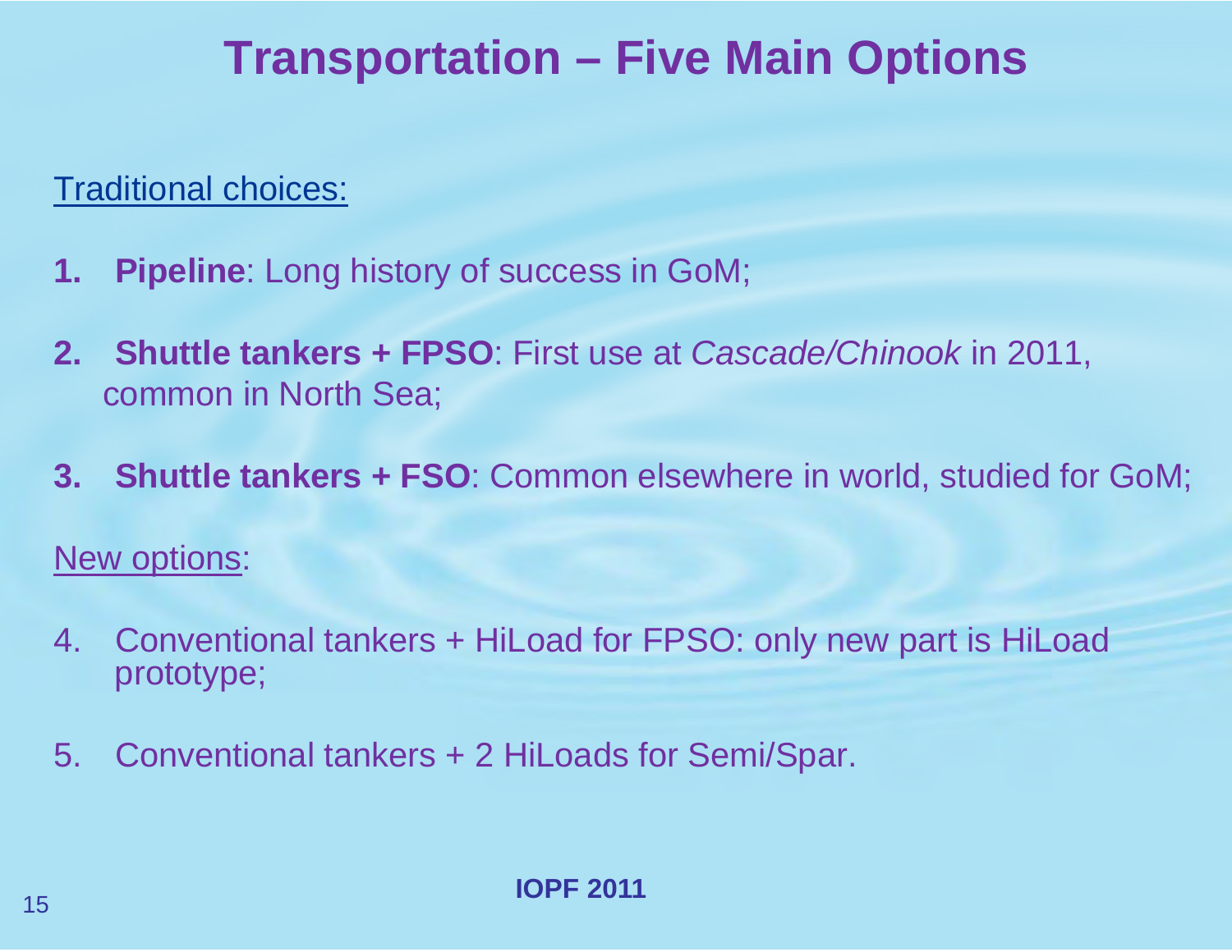# Transportation – Five Main Options

Traditional choices:

1. **Pipeline**: Long history of success in GoM;
2. **Shuttle tankers + FPSO**: First use at *Cascade/Chinook* in 2011, common in North Sea;
3. **Shuttle tankers + FSO**: Common elsewhere in world, studied for GoM;

New options:

4. Conventional tankers + HiLoad for FPSO: only new part is HiLoad prototype;
5. Conventional tankers + 2 HiLoads for Semi/Spar.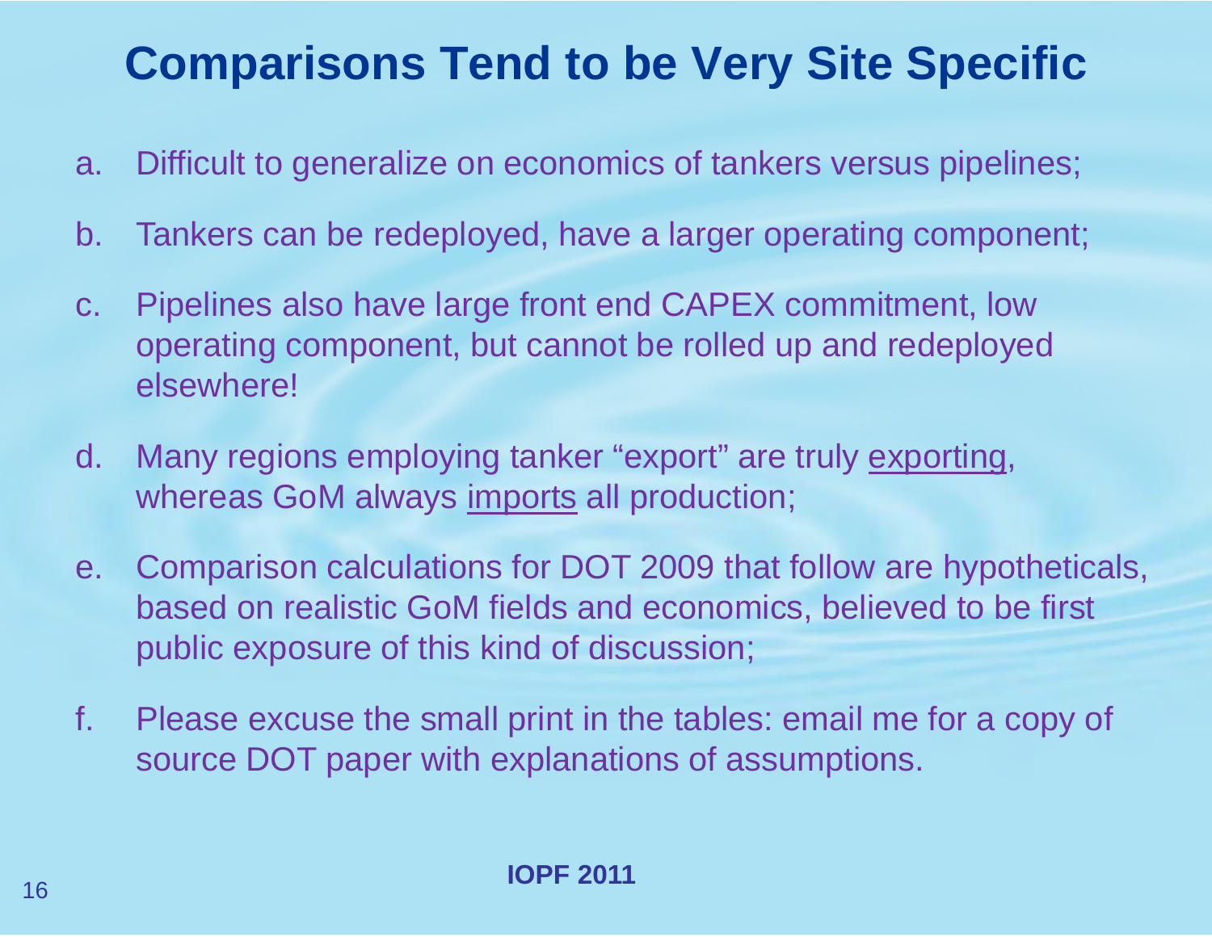# Comparisons Tend to be Very Site Specific

a. Difficult to generalize on economics of tankers versus pipelines;

b. Tankers can be redeployed, have a larger operating component;

c. Pipelines also have large front end CAPEX commitment, low operating component, but cannot be rolled up and redeployed elsewhere!

d. Many regions employing tanker "export" are truly <u>exporting</u>, whereas GoM always <u>imports</u> all production;

e. Comparison calculations for DOT 2009 that follow are hypotheticals, based on realistic GoM fields and economics, believed to be first public exposure of this kind of discussion;

f. Please excuse the small print in the tables: email me for a copy of source DOT paper with explanations of assumptions.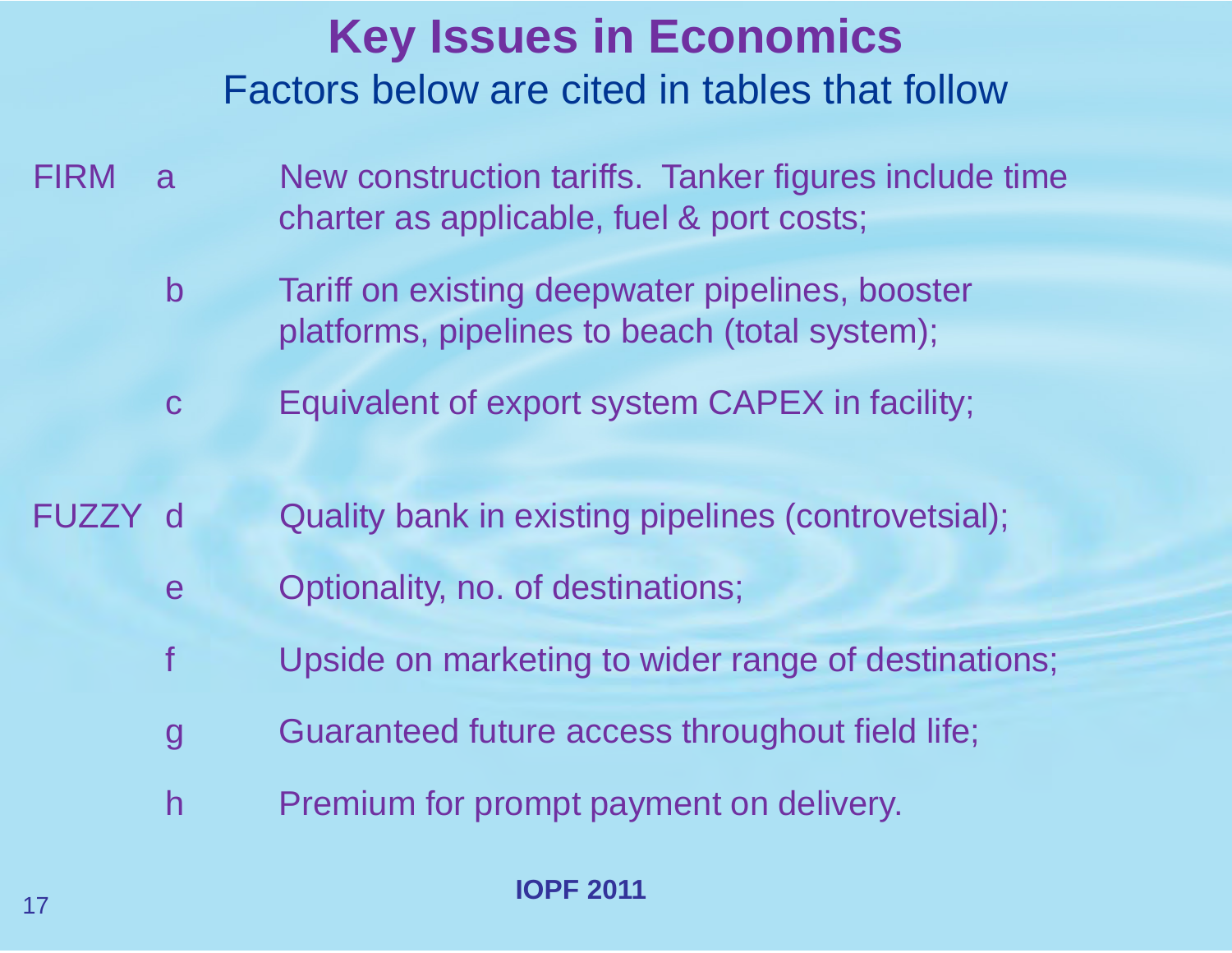# Key Issues in Economics

## Factors below are cited in tables that follow

FIRM

- a — New construction tariffs. Tanker figures include time charter as applicable, fuel & port costs;
- b — Tariff on existing deepwater pipelines, booster platforms, pipelines to beach (total system);
- c — Equivalent of export system CAPEX in facility;

FUZZY

- d — Quality bank in existing pipelines (controvetsial);
- e — Optionality, no. of destinations;
- f — Upside on marketing to wider range of destinations;
- g — Guaranteed future access throughout field life;
- h — Premium for prompt payment on delivery.

**IOPF 2011**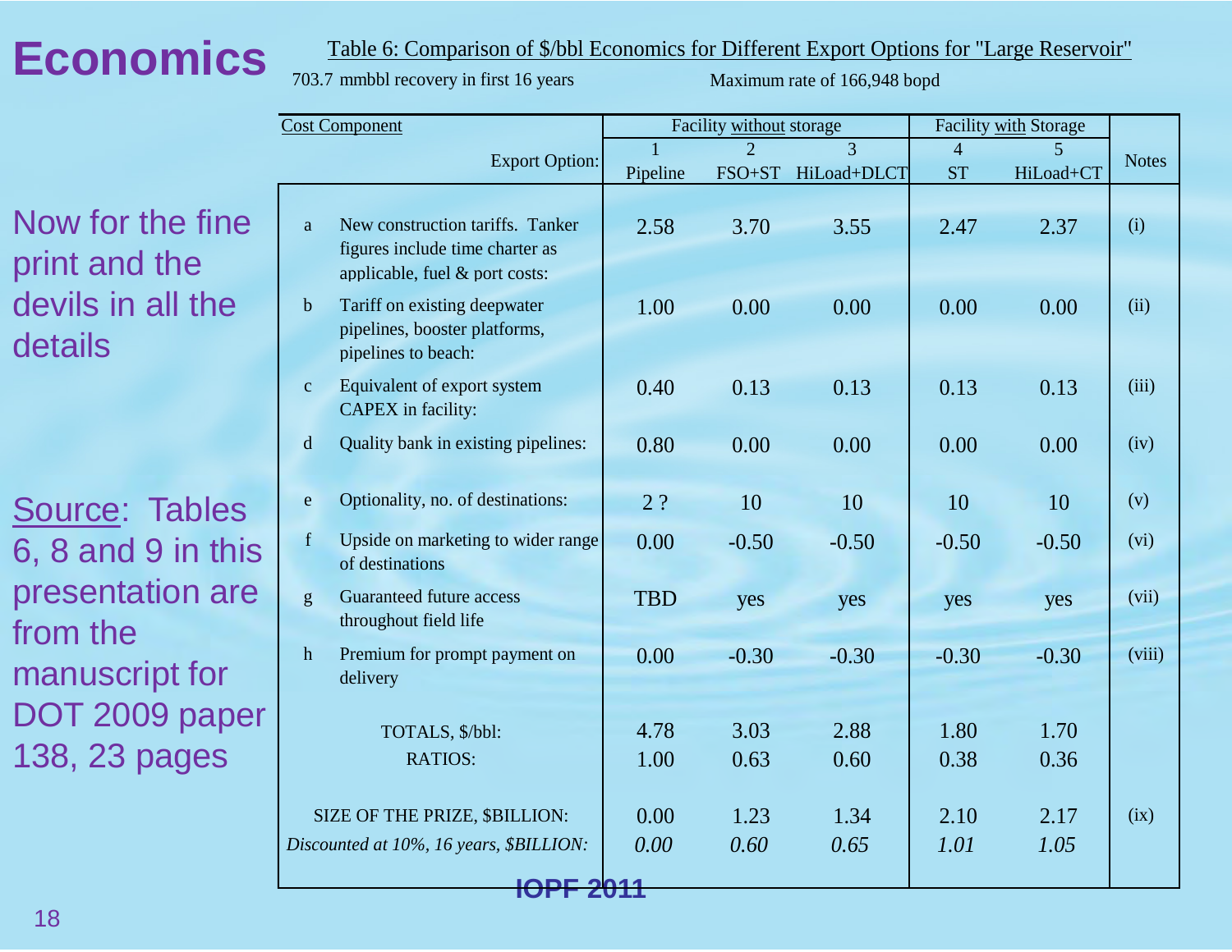# Economics

Now for the fine print and the devils in all the details

Source: Tables 6, 8 and 9 in this presentation are from the manuscript for DOT 2009 paper 138, 23 pages

Table 6: Comparison of $/bbl Economics for Different Export Options for "Large Reservoir"

703.7 mmbbl recovery in first 16 years — Maximum rate of 166,948 bopd

| | Cost Component | Facility without storage | | | Facility with Storage | | Notes |
|---|---|---|---|---|---|---|---|
| | Export Option: | 1 Pipeline | 2 FSO+ST | 3 HiLoad+DLCT | 4 ST | 5 HiLoad+CT | |
| a | New construction tariffs. Tanker figures include time charter as applicable, fuel & port costs: | 2.58 | 3.70 | 3.55 | 2.47 | 2.37 | (i) |
| b | Tariff on existing deepwater pipelines, booster platforms, pipelines to beach: | 1.00 | 0.00 | 0.00 | 0.00 | 0.00 | (ii) |
| c | Equivalent of export system CAPEX in facility: | 0.40 | 0.13 | 0.13 | 0.13 | 0.13 | (iii) |
| d | Quality bank in existing pipelines: | 0.80 | 0.00 | 0.00 | 0.00 | 0.00 | (iv) |
| e | Optionality, no. of destinations: | 2 ? | 10 | 10 | 10 | 10 | (v) |
| f | Upside on marketing to wider range of destinations | 0.00 | -0.50 | -0.50 | -0.50 | -0.50 | (vi) |
| g | Guaranteed future access throughout field life | TBD | yes | yes | yes | yes | (vii) |
| h | Premium for prompt payment on delivery | 0.00 | -0.30 | -0.30 | -0.30 | -0.30 | (viii) |
| | TOTALS, $/bbl: | 4.78 | 3.03 | 2.88 | 1.80 | 1.70 | |
| | RATIOS: | 1.00 | 0.63 | 0.60 | 0.38 | 0.36 | |
| | SIZE OF THE PRIZE, $BILLION: | 0.00 | 1.23 | 1.34 | 2.10 | 2.17 | (ix) |
| | *Discounted at 10%, 16 years, $BILLION:* | *0.00* | *0.60* | *0.65* | *1.01* | *1.05* | |

IOPF 2011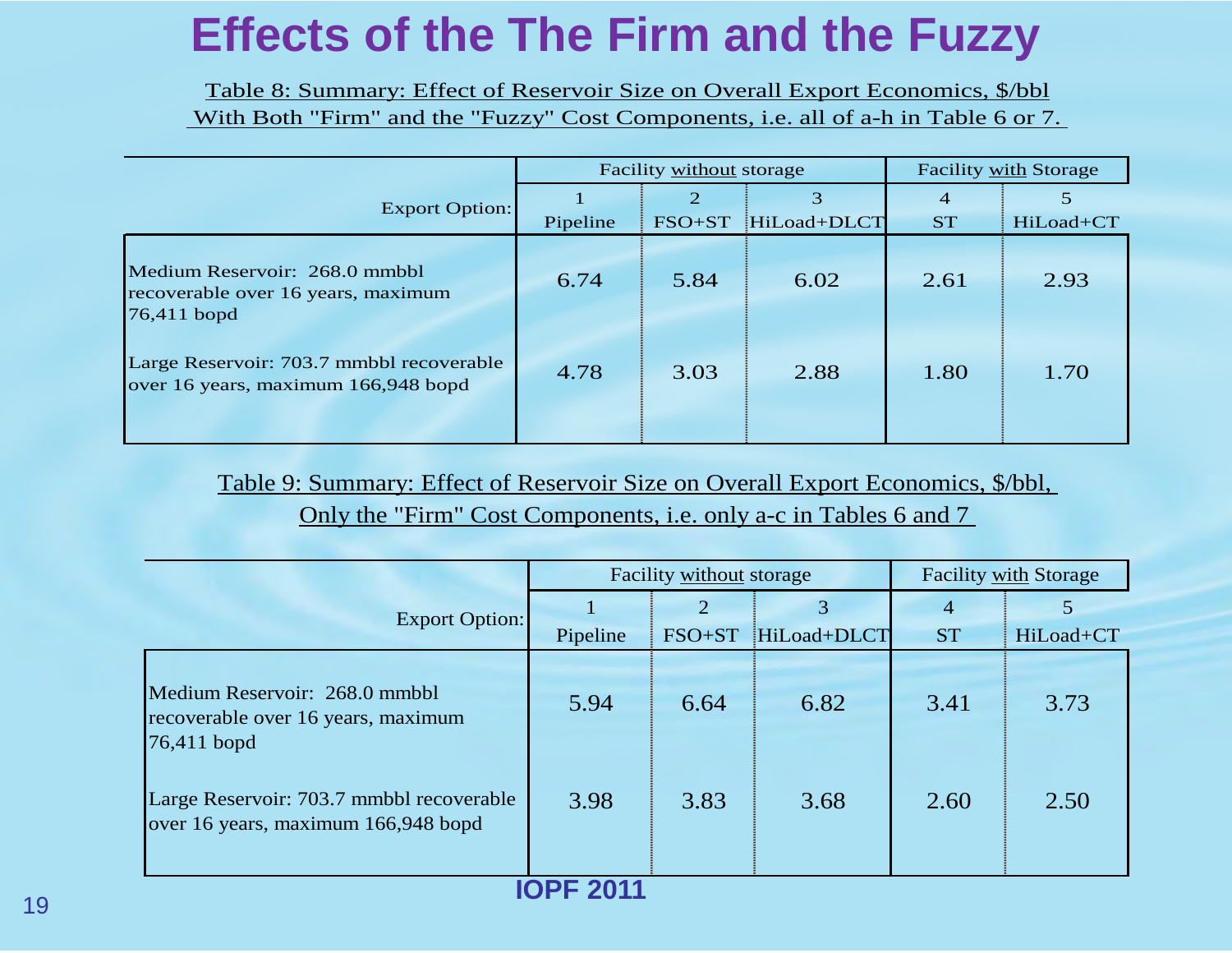# Effects of the The Firm and the Fuzzy

Table 8: Summary: Effect of Reservoir Size on Overall Export Economics, $/bbl With Both "Firm" and the "Fuzzy" Cost Components, i.e. all of a-h in Table 6 or 7.

| | Facility without storage | | | Facility with Storage | |
|---|---|---|---|---|---|
| Export Option: | 1 Pipeline | 2 FSO+ST | 3 HiLoad+DLCT | 4 ST | 5 HiLoad+CT |
| Medium Reservoir: 268.0 mmbbl recoverable over 16 years, maximum 76,411 bopd | 6.74 | 5.84 | 6.02 | 2.61 | 2.93 |
| Large Reservoir: 703.7 mmbbl recoverable over 16 years, maximum 166,948 bopd | 4.78 | 3.03 | 2.88 | 1.80 | 1.70 |

Table 9: Summary: Effect of Reservoir Size on Overall Export Economics, $/bbl, Only the "Firm" Cost Components, i.e. only a-c in Tables 6 and 7

| | Facility without storage | | | Facility with Storage | |
|---|---|---|---|---|---|
| Export Option: | 1 Pipeline | 2 FSO+ST | 3 HiLoad+DLCT | 4 ST | 5 HiLoad+CT |
| Medium Reservoir: 268.0 mmbbl recoverable over 16 years, maximum 76,411 bopd | 5.94 | 6.64 | 6.82 | 3.41 | 3.73 |
| Large Reservoir: 703.7 mmbbl recoverable over 16 years, maximum 166,948 bopd | 3.98 | 3.83 | 3.68 | 2.60 | 2.50 |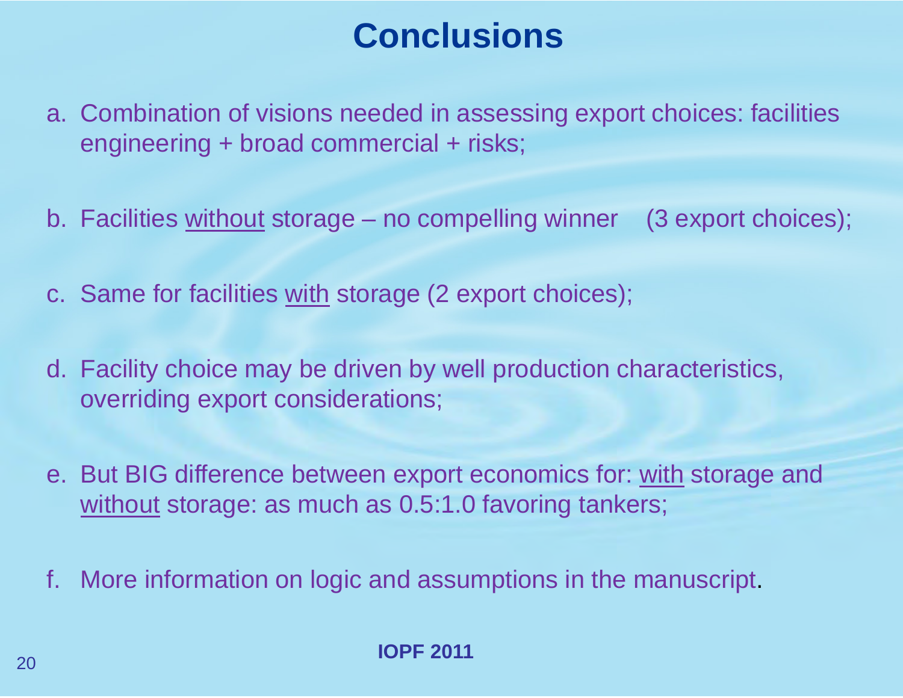# Conclusions

a. Combination of visions needed in assessing export choices: facilities engineering + broad commercial + risks;

b. Facilities without storage – no compelling winner (3 export choices);

c. Same for facilities with storage (2 export choices);

d. Facility choice may be driven by well production characteristics, overriding export considerations;

e. But BIG difference between export economics for: with storage and without storage: as much as 0.5:1.0 favoring tankers;

f. More information on logic and assumptions in the manuscript.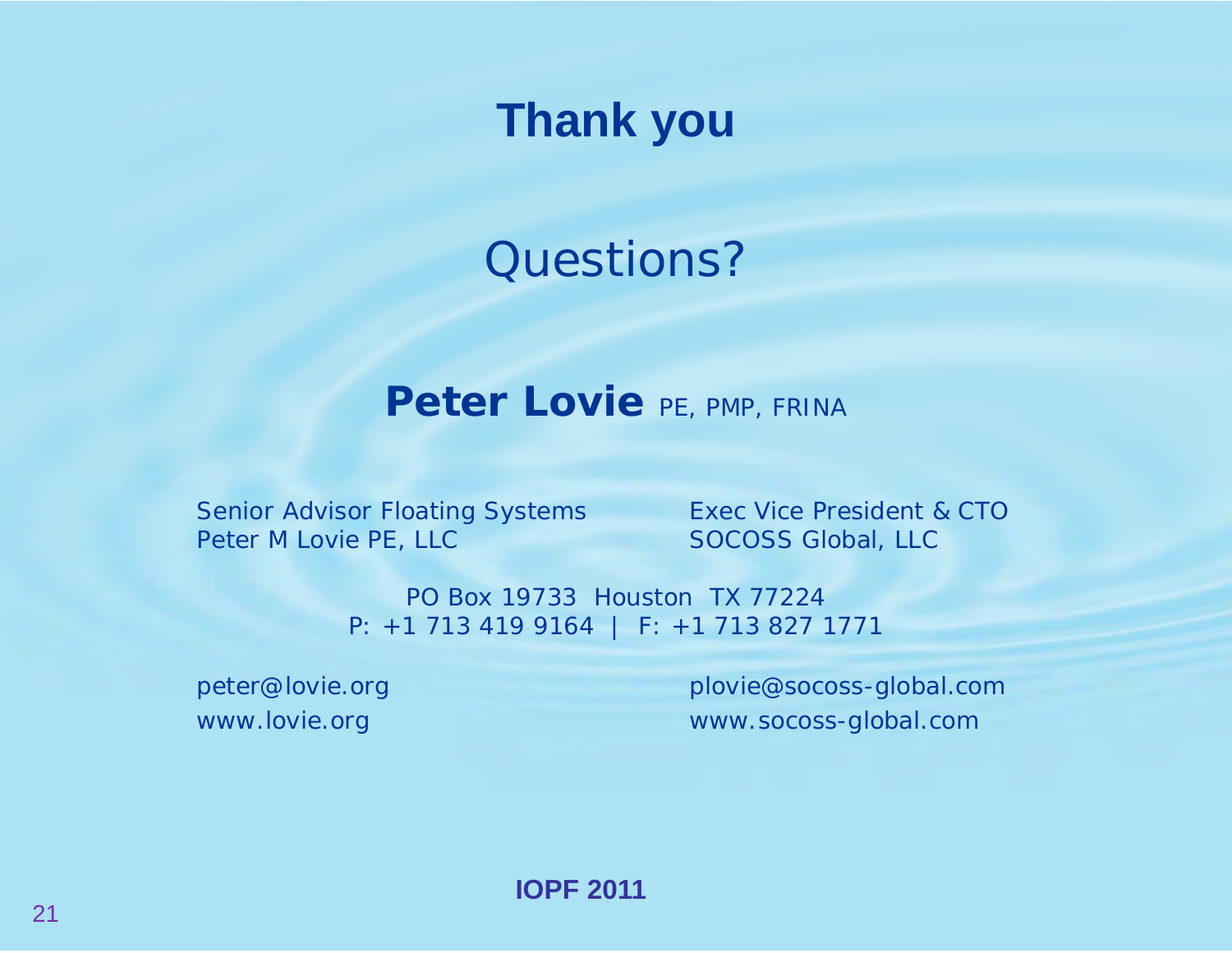# Thank you

## Questions?

**Peter Lovie** PE, PMP, FRINA

Senior Advisor Floating Systems
Peter M Lovie PE, LLC

Exec Vice President & CTO
SOCOSS Global, LLC

PO Box 19733 Houston TX 77224
P: +1 713 419 9164 | F: +1 713 827 1771

peter@lovie.org
www.lovie.org

plovie@socoss-global.com
www.socoss-global.com